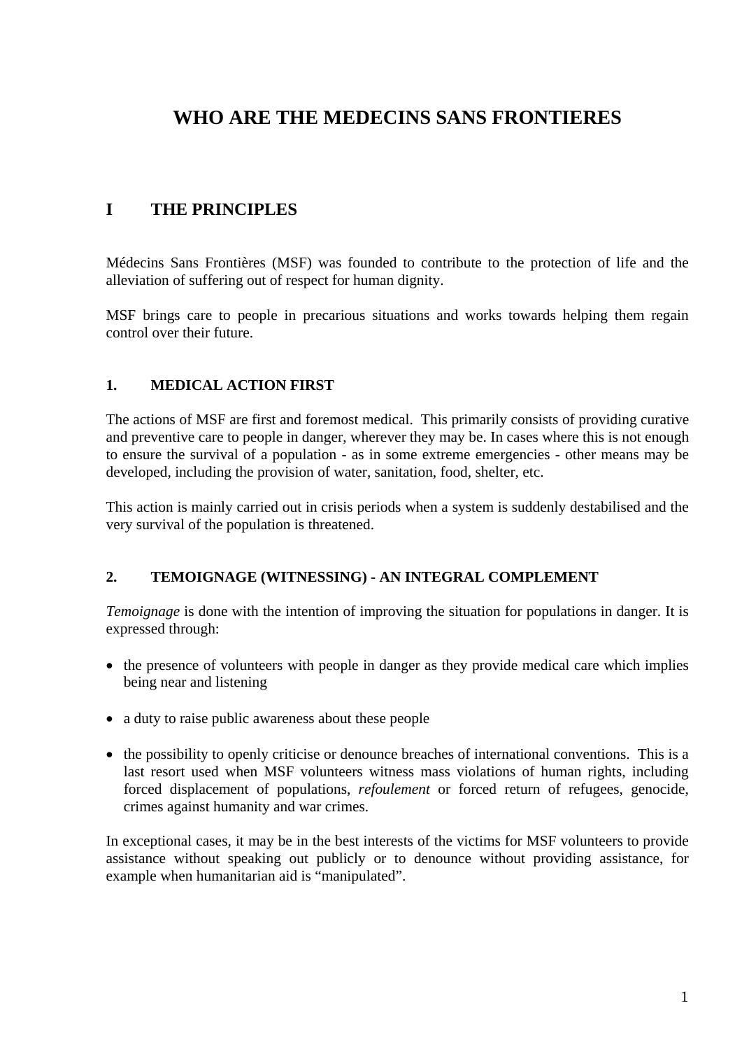# WHO ARE THE MEDECINS SANS FRONTIERES

## I THE PRINCIPLES

Médecins Sans Frontières (MSF) was founded to contribute to the protection of life and the alleviation of suffering out of respect for human dignity.

MSF brings care to people in precarious situations and works towards helping them regain control over their future.

### 1. MEDICAL ACTION FIRST

The actions of MSF are first and foremost medical. This primarily consists of providing curative and preventive care to people in danger, wherever they may be. In cases where this is not enough to ensure the survival of a population - as in some extreme emergencies - other means may be developed, including the provision of water, sanitation, food, shelter, etc.

This action is mainly carried out in crisis periods when a system is suddenly destabilised and the very survival of the population is threatened.

### 2. TEMOIGNAGE (WITNESSING) - AN INTEGRAL COMPLEMENT

*Temoignage* is done with the intention of improving the situation for populations in danger. It is expressed through:

- the presence of volunteers with people in danger as they provide medical care which implies being near and listening
- a duty to raise public awareness about these people
- the possibility to openly criticise or denounce breaches of international conventions. This is a last resort used when MSF volunteers witness mass violations of human rights, including forced displacement of populations, *refoulement* or forced return of refugees, genocide, crimes against humanity and war crimes.

In exceptional cases, it may be in the best interests of the victims for MSF volunteers to provide assistance without speaking out publicly or to denounce without providing assistance, for example when humanitarian aid is "manipulated".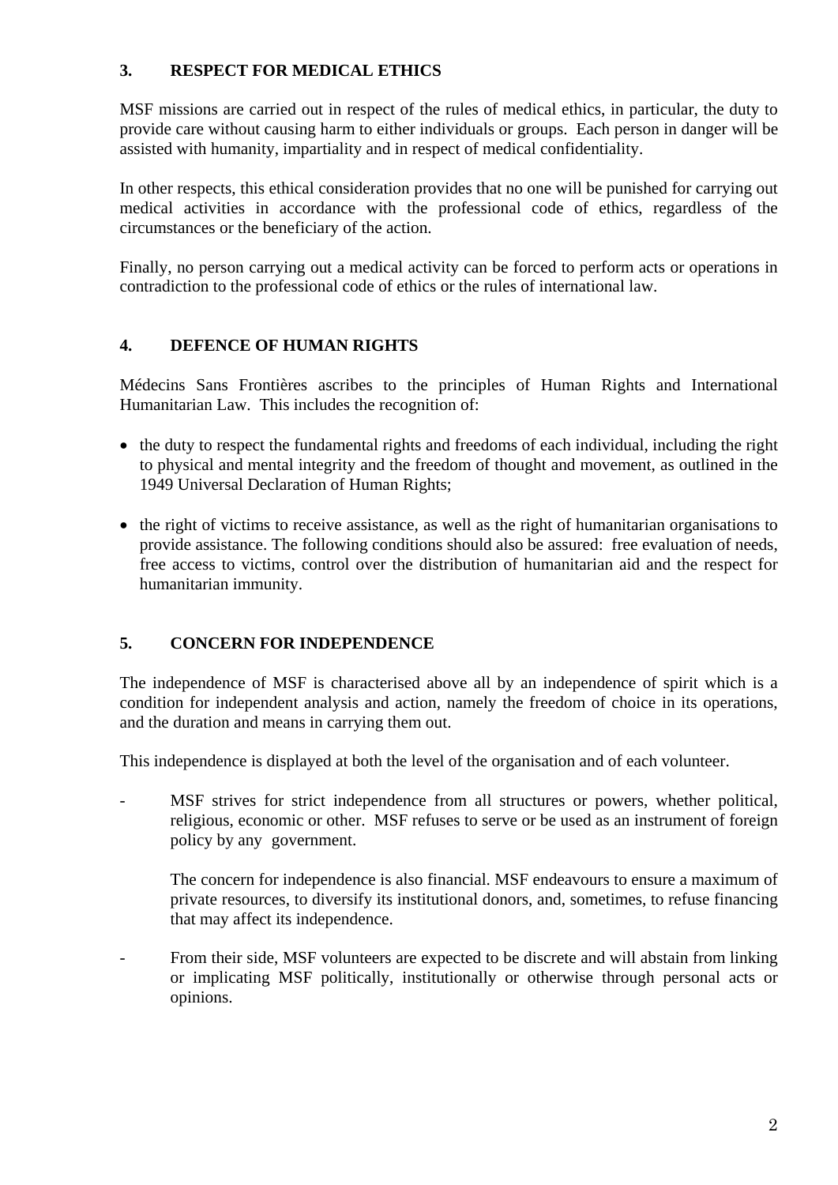## 3. RESPECT FOR MEDICAL ETHICS

MSF missions are carried out in respect of the rules of medical ethics, in particular, the duty to provide care without causing harm to either individuals or groups. Each person in danger will be assisted with humanity, impartiality and in respect of medical confidentiality.

In other respects, this ethical consideration provides that no one will be punished for carrying out medical activities in accordance with the professional code of ethics, regardless of the circumstances or the beneficiary of the action.

Finally, no person carrying out a medical activity can be forced to perform acts or operations in contradiction to the professional code of ethics or the rules of international law.

## 4. DEFENCE OF HUMAN RIGHTS

Médecins Sans Frontières ascribes to the principles of Human Rights and International Humanitarian Law. This includes the recognition of:

- the duty to respect the fundamental rights and freedoms of each individual, including the right to physical and mental integrity and the freedom of thought and movement, as outlined in the 1949 Universal Declaration of Human Rights;

- the right of victims to receive assistance, as well as the right of humanitarian organisations to provide assistance. The following conditions should also be assured: free evaluation of needs, free access to victims, control over the distribution of humanitarian aid and the respect for humanitarian immunity.

## 5. CONCERN FOR INDEPENDENCE

The independence of MSF is characterised above all by an independence of spirit which is a condition for independent analysis and action, namely the freedom of choice in its operations, and the duration and means in carrying them out.

This independence is displayed at both the level of the organisation and of each volunteer.

- MSF strives for strict independence from all structures or powers, whether political, religious, economic or other. MSF refuses to serve or be used as an instrument of foreign policy by any government.

  The concern for independence is also financial. MSF endeavours to ensure a maximum of private resources, to diversify its institutional donors, and, sometimes, to refuse financing that may affect its independence.

- From their side, MSF volunteers are expected to be discrete and will abstain from linking or implicating MSF politically, institutionally or otherwise through personal acts or opinions.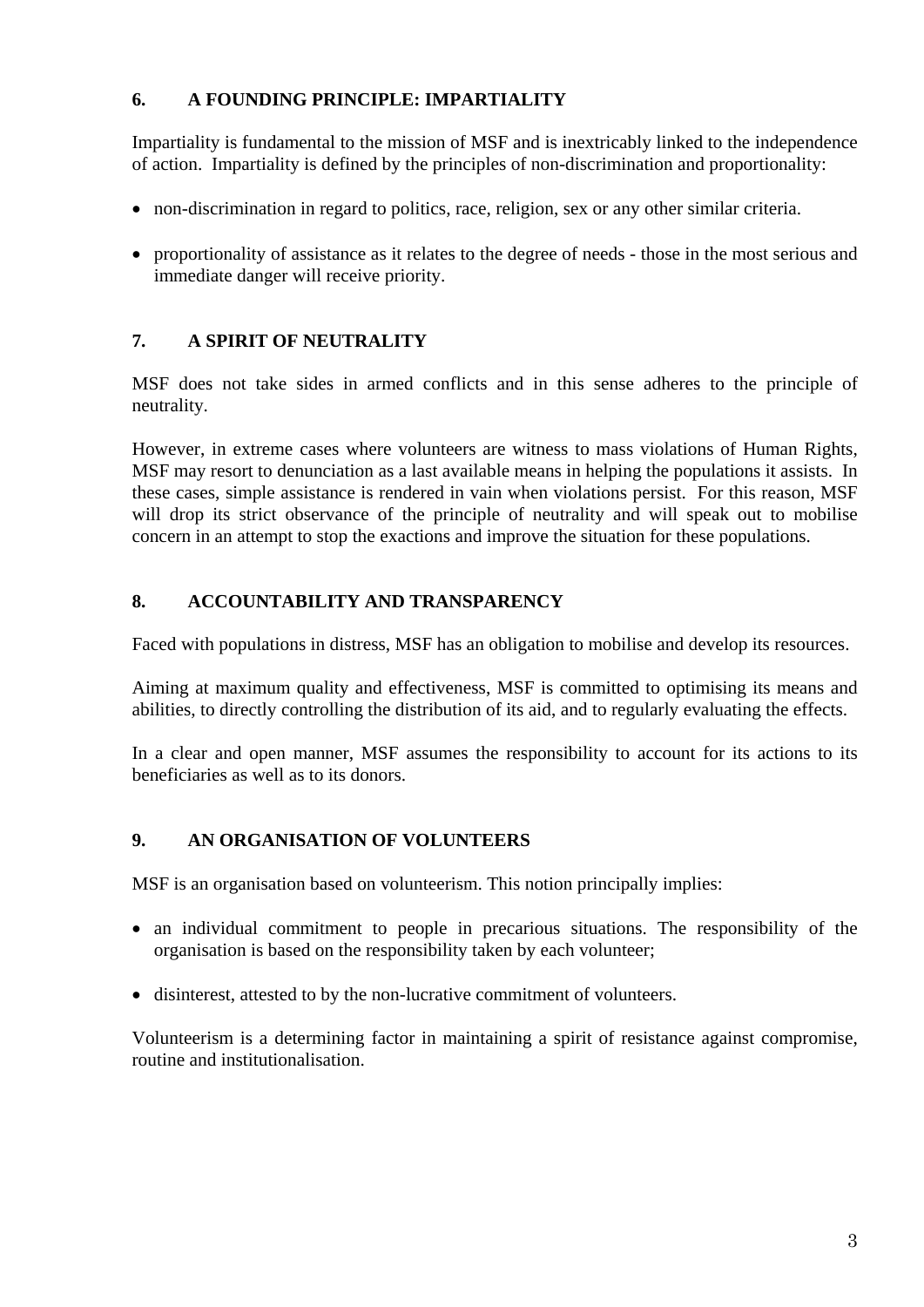## 6. A FOUNDING PRINCIPLE: IMPARTIALITY

Impartiality is fundamental to the mission of MSF and is inextricably linked to the independence of action. Impartiality is defined by the principles of non-discrimination and proportionality:

- non-discrimination in regard to politics, race, religion, sex or any other similar criteria.
- proportionality of assistance as it relates to the degree of needs - those in the most serious and immediate danger will receive priority.

## 7. A SPIRIT OF NEUTRALITY

MSF does not take sides in armed conflicts and in this sense adheres to the principle of neutrality.

However, in extreme cases where volunteers are witness to mass violations of Human Rights, MSF may resort to denunciation as a last available means in helping the populations it assists. In these cases, simple assistance is rendered in vain when violations persist. For this reason, MSF will drop its strict observance of the principle of neutrality and will speak out to mobilise concern in an attempt to stop the exactions and improve the situation for these populations.

## 8. ACCOUNTABILITY AND TRANSPARENCY

Faced with populations in distress, MSF has an obligation to mobilise and develop its resources.

Aiming at maximum quality and effectiveness, MSF is committed to optimising its means and abilities, to directly controlling the distribution of its aid, and to regularly evaluating the effects.

In a clear and open manner, MSF assumes the responsibility to account for its actions to its beneficiaries as well as to its donors.

## 9. AN ORGANISATION OF VOLUNTEERS

MSF is an organisation based on volunteerism. This notion principally implies:

- an individual commitment to people in precarious situations. The responsibility of the organisation is based on the responsibility taken by each volunteer;
- disinterest, attested to by the non-lucrative commitment of volunteers.

Volunteerism is a determining factor in maintaining a spirit of resistance against compromise, routine and institutionalisation.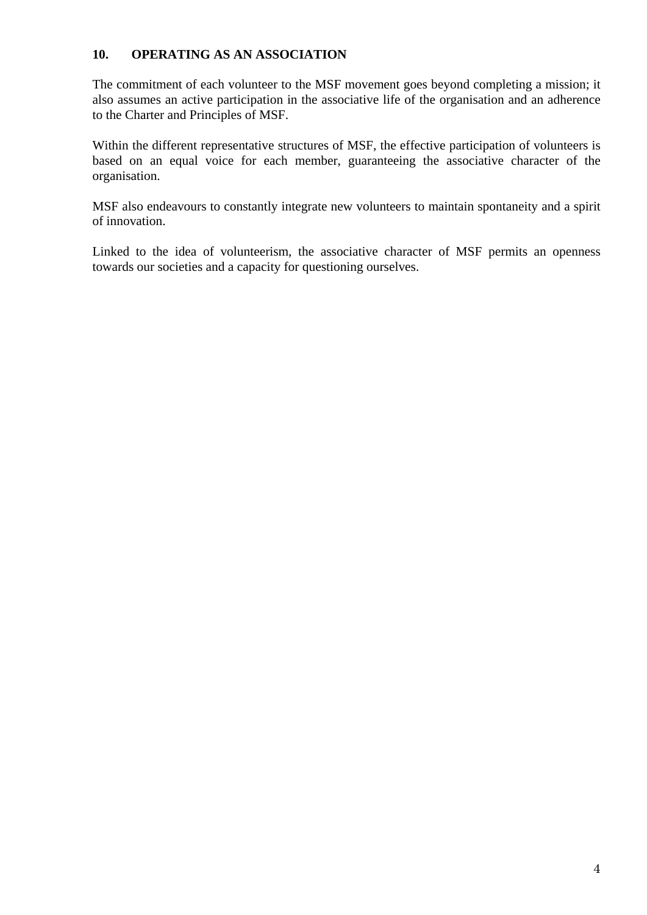## 10. OPERATING AS AN ASSOCIATION

The commitment of each volunteer to the MSF movement goes beyond completing a mission; it also assumes an active participation in the associative life of the organisation and an adherence to the Charter and Principles of MSF.

Within the different representative structures of MSF, the effective participation of volunteers is based on an equal voice for each member, guaranteeing the associative character of the organisation.

MSF also endeavours to constantly integrate new volunteers to maintain spontaneity and a spirit of innovation.

Linked to the idea of volunteerism, the associative character of MSF permits an openness towards our societies and a capacity for questioning ourselves.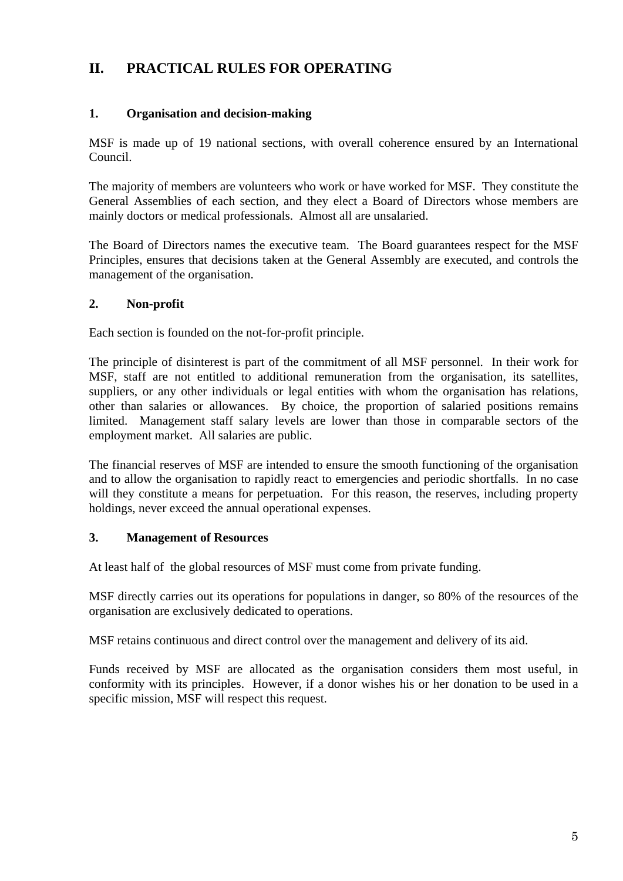## II. PRACTICAL RULES FOR OPERATING

### 1. Organisation and decision-making

MSF is made up of 19 national sections, with overall coherence ensured by an International Council.

The majority of members are volunteers who work or have worked for MSF. They constitute the General Assemblies of each section, and they elect a Board of Directors whose members are mainly doctors or medical professionals. Almost all are unsalaried.

The Board of Directors names the executive team. The Board guarantees respect for the MSF Principles, ensures that decisions taken at the General Assembly are executed, and controls the management of the organisation.

### 2. Non-profit

Each section is founded on the not-for-profit principle.

The principle of disinterest is part of the commitment of all MSF personnel. In their work for MSF, staff are not entitled to additional remuneration from the organisation, its satellites, suppliers, or any other individuals or legal entities with whom the organisation has relations, other than salaries or allowances. By choice, the proportion of salaried positions remains limited. Management staff salary levels are lower than those in comparable sectors of the employment market. All salaries are public.

The financial reserves of MSF are intended to ensure the smooth functioning of the organisation and to allow the organisation to rapidly react to emergencies and periodic shortfalls. In no case will they constitute a means for perpetuation. For this reason, the reserves, including property holdings, never exceed the annual operational expenses.

### 3. Management of Resources

At least half of the global resources of MSF must come from private funding.

MSF directly carries out its operations for populations in danger, so 80% of the resources of the organisation are exclusively dedicated to operations.

MSF retains continuous and direct control over the management and delivery of its aid.

Funds received by MSF are allocated as the organisation considers them most useful, in conformity with its principles. However, if a donor wishes his or her donation to be used in a specific mission, MSF will respect this request.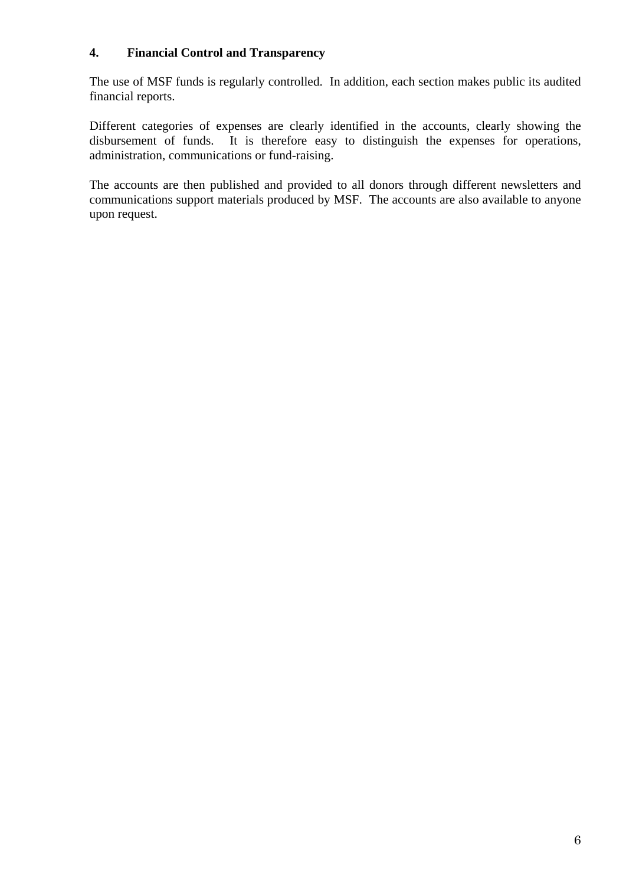## 4. Financial Control and Transparency

The use of MSF funds is regularly controlled. In addition, each section makes public its audited financial reports.

Different categories of expenses are clearly identified in the accounts, clearly showing the disbursement of funds. It is therefore easy to distinguish the expenses for operations, administration, communications or fund-raising.

The accounts are then published and provided to all donors through different newsletters and communications support materials produced by MSF. The accounts are also available to anyone upon request.